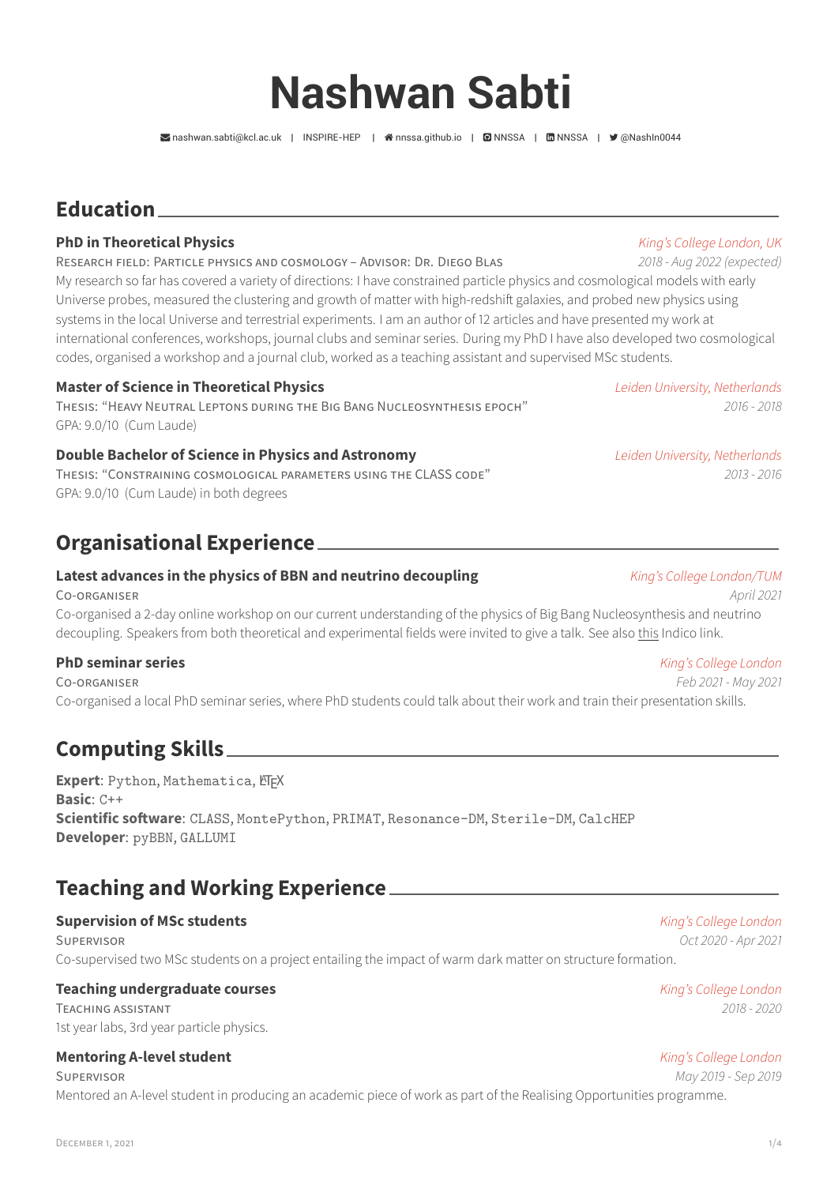# Nashwan Sabti

nashwan.sabti@kcl.ac.uk | INSPIRE-HEP | nnssa.github.io | NNSSA | NNSSA | @NashIn0044

## Education

### PhD in Theoretical Physics
*King's College London, UK*

Research field: Particle physics and cosmology – Advisor: Dr. Diego Blas
*2018 - Aug 2022 (expected)*

My research so far has covered a variety of directions: I have constrained particle physics and cosmological models with early Universe probes, measured the clustering and growth of matter with high-redshift galaxies, and probed new physics using systems in the local Universe and terrestrial experiments. I am an author of 12 articles and have presented my work at international conferences, workshops, journal clubs and seminar series. During my PhD I have also developed two cosmological codes, organised a workshop and a journal club, worked as a teaching assistant and supervised MSc students.

### Master of Science in Theoretical Physics
*Leiden University, Netherlands*

Thesis: "Heavy Neutral Leptons during the Big Bang Nucleosynthesis epoch"
*2016 - 2018*

GPA: 9.0/10 (Cum Laude)

### Double Bachelor of Science in Physics and Astronomy
*Leiden University, Netherlands*

Thesis: "Constraining cosmological parameters using the CLASS code"
*2013 - 2016*

GPA: 9.0/10 (Cum Laude) in both degrees

## Organisational Experience

### Latest advances in the physics of BBN and neutrino decoupling
*King's College London/TUM*

Co-organiser
*April 2021*

Co-organised a 2-day online workshop on our current understanding of the physics of Big Bang Nucleosynthesis and neutrino decoupling. Speakers from both theoretical and experimental fields were invited to give a talk. See also this Indico link.

### PhD seminar series
*King's College London*

Co-organiser
*Feb 2021 - May 2021*

Co-organised a local PhD seminar series, where PhD students could talk about their work and train their presentation skills.

## Computing Skills

**Expert**: Python, Mathematica, LaTeX
**Basic**: C++
**Scientific software**: CLASS, MontePython, PRIMAT, Resonance-DM, Sterile-DM, CalcHEP
**Developer**: pyBBN, GALLUMI

## Teaching and Working Experience

### Supervision of MSc students
*King's College London*

Supervisor
*Oct 2020 - Apr 2021*

Co-supervised two MSc students on a project entailing the impact of warm dark matter on structure formation.

### Teaching undergraduate courses
*King's College London*

Teaching assistant
*2018 - 2020*

1st year labs, 3rd year particle physics.

### Mentoring A-level student
*King's College London*

Supervisor
*May 2019 - Sep 2019*

Mentored an A-level student in producing an academic piece of work as part of the Realising Opportunities programme.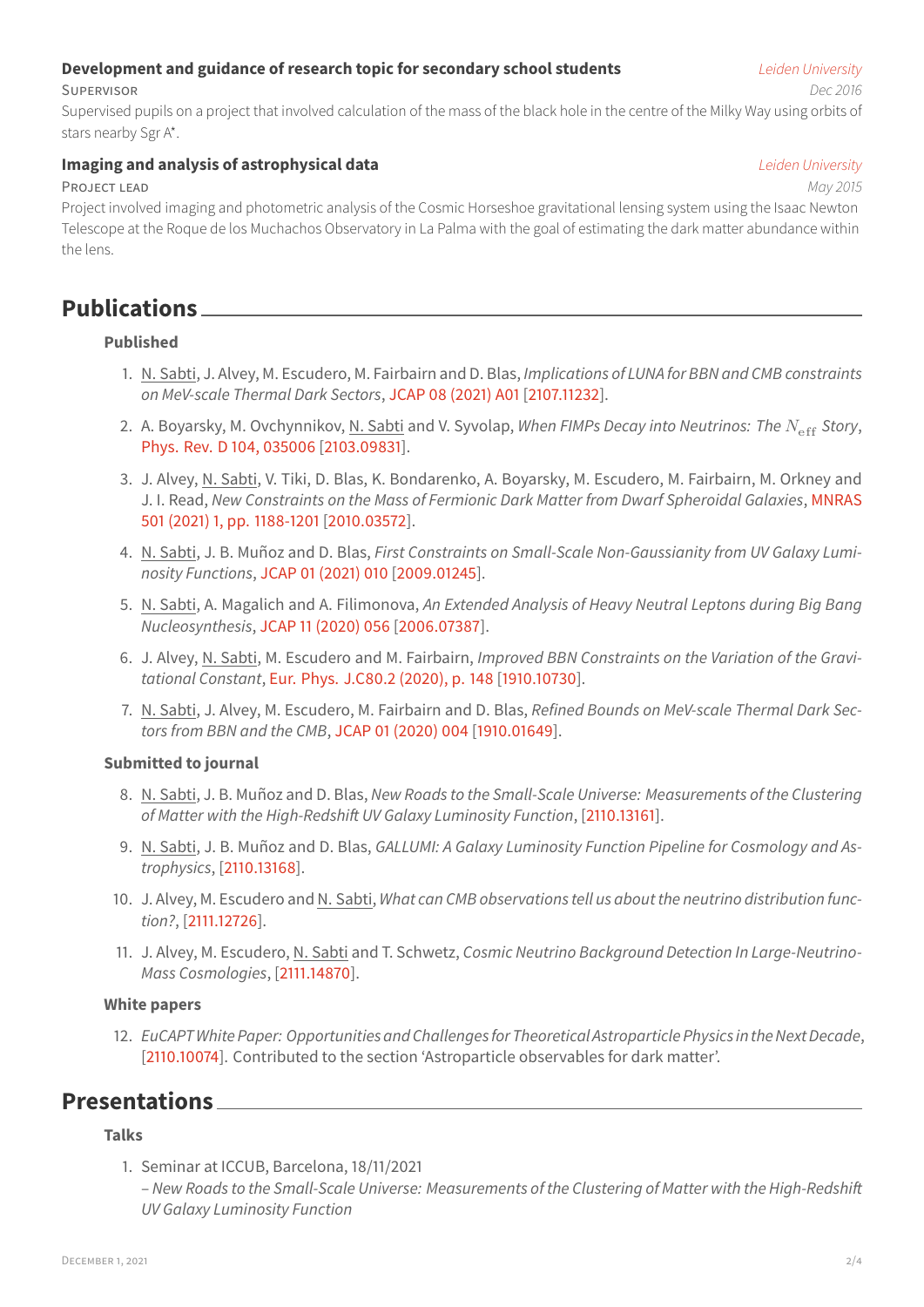**Development and guidance of research topic for secondary school students** *Leiden University*

SUPERVISOR *Dec 2016*

Supervised pupils on a project that involved calculation of the mass of the black hole in the centre of the Milky Way using orbits of stars nearby Sgr A*.

**Imaging and analysis of astrophysical data** *Leiden University*

PROJECT LEAD *May 2015*

Project involved imaging and photometric analysis of the Cosmic Horseshoe gravitational lensing system using the Isaac Newton Telescope at the Roque de los Muchachos Observatory in La Palma with the goal of estimating the dark matter abundance within the lens.

## Publications

### Published

1. N. Sabti, J. Alvey, M. Escudero, M. Fairbairn and D. Blas, *Implications of LUNA for BBN and CMB constraints on MeV-scale Thermal Dark Sectors*, JCAP 08 (2021) A01 [2107.11232].
2. A. Boyarsky, M. Ovchynnikov, N. Sabti and V. Syvolap, *When FIMPs Decay into Neutrinos: The $N_{\rm eff}$ Story*, Phys. Rev. D 104, 035006 [2103.09831].
3. J. Alvey, N. Sabti, V. Tiki, D. Blas, K. Bondarenko, A. Boyarsky, M. Escudero, M. Fairbairn, M. Orkney and J. I. Read, *New Constraints on the Mass of Fermionic Dark Matter from Dwarf Spheroidal Galaxies*, MNRAS 501 (2021) 1, pp. 1188-1201 [2010.03572].
4. N. Sabti, J. B. Muñoz and D. Blas, *First Constraints on Small-Scale Non-Gaussianity from UV Galaxy Luminosity Functions*, JCAP 01 (2021) 010 [2009.01245].
5. N. Sabti, A. Magalich and A. Filimonova, *An Extended Analysis of Heavy Neutral Leptons during Big Bang Nucleosynthesis*, JCAP 11 (2020) 056 [2006.07387].
6. J. Alvey, N. Sabti, M. Escudero and M. Fairbairn, *Improved BBN Constraints on the Variation of the Gravitational Constant*, Eur. Phys. J.C80.2 (2020), p. 148 [1910.10730].
7. N. Sabti, J. Alvey, M. Escudero, M. Fairbairn and D. Blas, *Refined Bounds on MeV-scale Thermal Dark Sectors from BBN and the CMB*, JCAP 01 (2020) 004 [1910.01649].

### Submitted to journal

8. N. Sabti, J. B. Muñoz and D. Blas, *New Roads to the Small-Scale Universe: Measurements of the Clustering of Matter with the High-Redshift UV Galaxy Luminosity Function*, [2110.13161].
9. N. Sabti, J. B. Muñoz and D. Blas, *GALLUMI: A Galaxy Luminosity Function Pipeline for Cosmology and Astrophysics*, [2110.13168].
10. J. Alvey, M. Escudero and N. Sabti, *What can CMB observations tell us about the neutrino distribution function?*, [2111.12726].
11. J. Alvey, M. Escudero, N. Sabti and T. Schwetz, *Cosmic Neutrino Background Detection In Large-Neutrino-Mass Cosmologies*, [2111.14870].

### White papers

12. *EuCAPT White Paper: Opportunities and Challenges for Theoretical Astroparticle Physics in the Next Decade*, [2110.10074]. Contributed to the section 'Astroparticle observables for dark matter'.

## Presentations

### Talks

1. Seminar at ICCUB, Barcelona, 18/11/2021
   – *New Roads to the Small-Scale Universe: Measurements of the Clustering of Matter with the High-Redshift UV Galaxy Luminosity Function*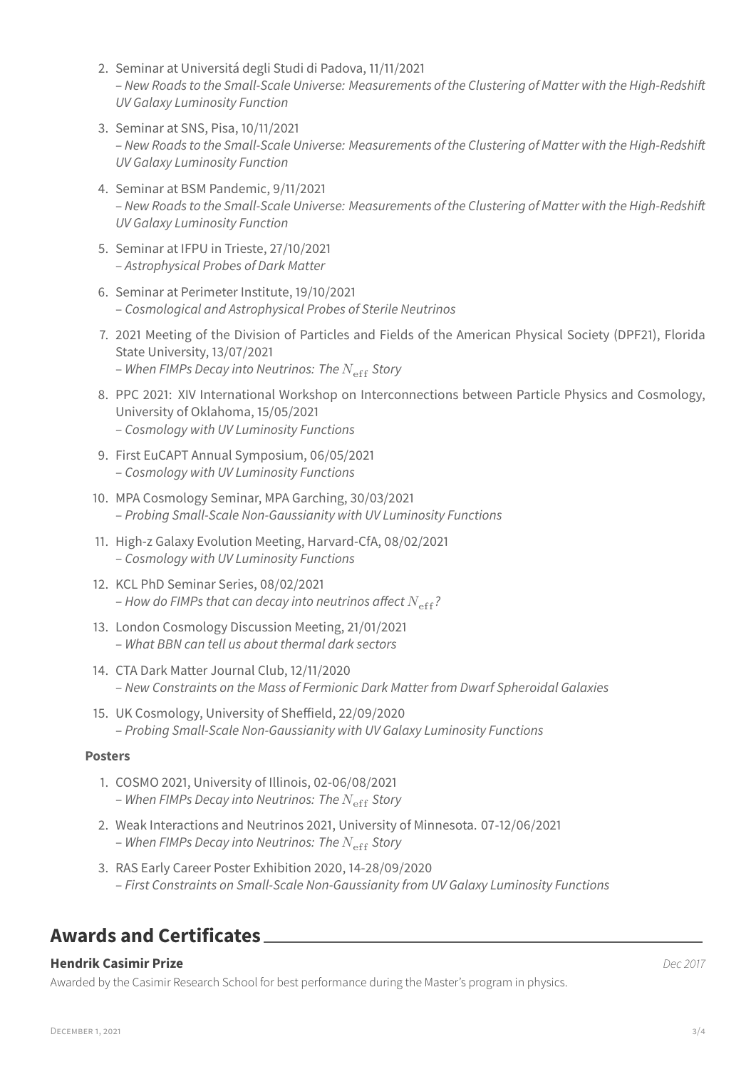2. Seminar at Universitá degli Studi di Padova, 11/11/2021
   – *New Roads to the Small-Scale Universe: Measurements of the Clustering of Matter with the High-Redshift UV Galaxy Luminosity Function*
3. Seminar at SNS, Pisa, 10/11/2021
   – *New Roads to the Small-Scale Universe: Measurements of the Clustering of Matter with the High-Redshift UV Galaxy Luminosity Function*
4. Seminar at BSM Pandemic, 9/11/2021
   – *New Roads to the Small-Scale Universe: Measurements of the Clustering of Matter with the High-Redshift UV Galaxy Luminosity Function*
5. Seminar at IFPU in Trieste, 27/10/2021
   – *Astrophysical Probes of Dark Matter*
6. Seminar at Perimeter Institute, 19/10/2021
   – *Cosmological and Astrophysical Probes of Sterile Neutrinos*
7. 2021 Meeting of the Division of Particles and Fields of the American Physical Society (DPF21), Florida State University, 13/07/2021
   – *When FIMPs Decay into Neutrinos: The $N_{\mathrm{eff}}$ Story*
8. PPC 2021: XIV International Workshop on Interconnections between Particle Physics and Cosmology, University of Oklahoma, 15/05/2021
   – *Cosmology with UV Luminosity Functions*
9. First EuCAPT Annual Symposium, 06/05/2021
   – *Cosmology with UV Luminosity Functions*
10. MPA Cosmology Seminar, MPA Garching, 30/03/2021
    – *Probing Small-Scale Non-Gaussianity with UV Luminosity Functions*
11. High-z Galaxy Evolution Meeting, Harvard-CfA, 08/02/2021
    – *Cosmology with UV Luminosity Functions*
12. KCL PhD Seminar Series, 08/02/2021
    – *How do FIMPs that can decay into neutrinos affect $N_{\mathrm{eff}}$?*
13. London Cosmology Discussion Meeting, 21/01/2021
    – *What BBN can tell us about thermal dark sectors*
14. CTA Dark Matter Journal Club, 12/11/2020
    – *New Constraints on the Mass of Fermionic Dark Matter from Dwarf Spheroidal Galaxies*
15. UK Cosmology, University of Sheffield, 22/09/2020
    – *Probing Small-Scale Non-Gaussianity with UV Galaxy Luminosity Functions*

**Posters**

1. COSMO 2021, University of Illinois, 02-06/08/2021
   – *When FIMPs Decay into Neutrinos: The $N_{\mathrm{eff}}$ Story*
2. Weak Interactions and Neutrinos 2021, University of Minnesota. 07-12/06/2021
   – *When FIMPs Decay into Neutrinos: The $N_{\mathrm{eff}}$ Story*
3. RAS Early Career Poster Exhibition 2020, 14-28/09/2020
   – *First Constraints on Small-Scale Non-Gaussianity from UV Galaxy Luminosity Functions*

## Awards and Certificates

**Hendrik Casimir Prize** *Dec 2017*

Awarded by the Casimir Research School for best performance during the Master's program in physics.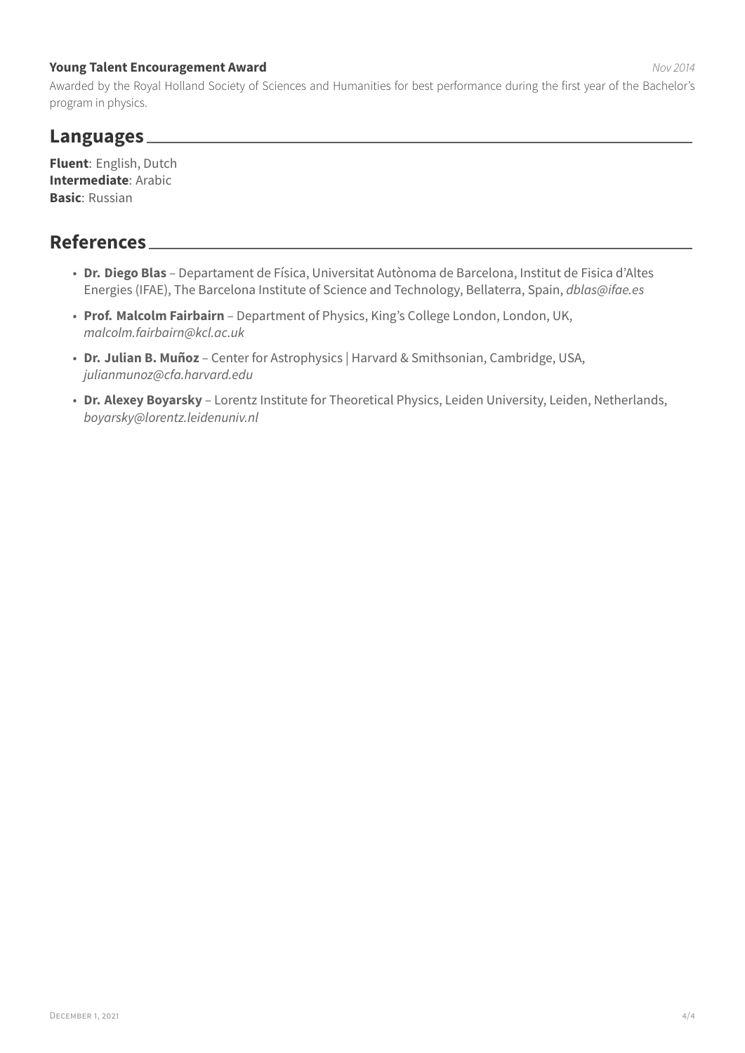**Young Talent Encouragement Award** *Nov 2014*

Awarded by the Royal Holland Society of Sciences and Humanities for best performance during the first year of the Bachelor's program in physics.

## Languages

**Fluent**: English, Dutch
**Intermediate**: Arabic
**Basic**: Russian

## References

- **Dr. Diego Blas** – Departament de Física, Universitat Autònoma de Barcelona, Institut de Fisica d'Altes Energies (IFAE), The Barcelona Institute of Science and Technology, Bellaterra, Spain, *dblas@ifae.es*
- **Prof. Malcolm Fairbairn** – Department of Physics, King's College London, London, UK, *malcolm.fairbairn@kcl.ac.uk*
- **Dr. Julian B. Muñoz** – Center for Astrophysics | Harvard & Smithsonian, Cambridge, USA, *julianmunoz@cfa.harvard.edu*
- **Dr. Alexey Boyarsky** – Lorentz Institute for Theoretical Physics, Leiden University, Leiden, Netherlands, *boyarsky@lorentz.leidenuniv.nl*